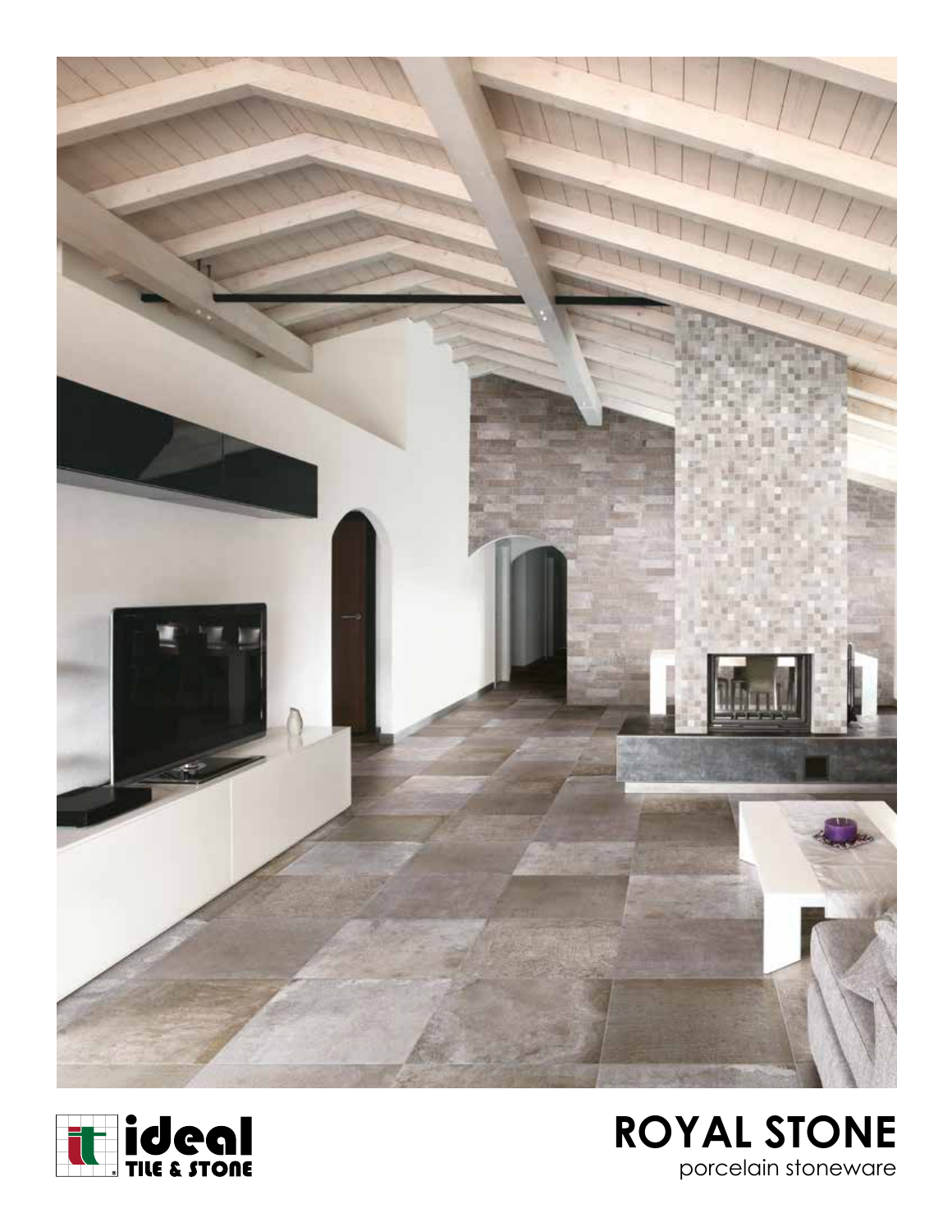ideal TILE & STONE

# ROYAL STONE

porcelain stoneware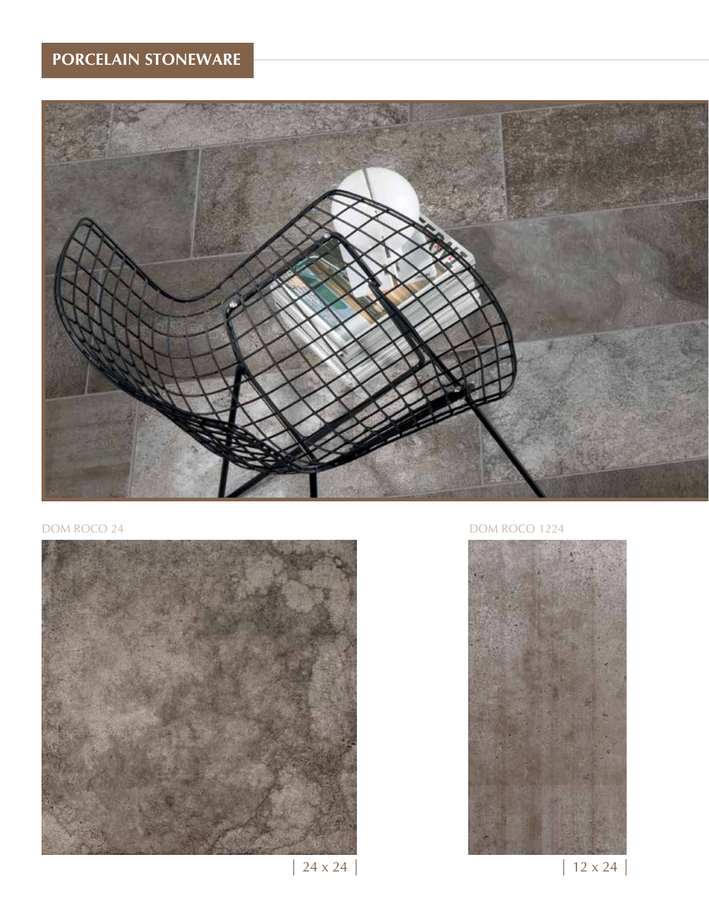# PORCELAIN STONEWARE

DOM ROCO 24

| 24 x 24 |

DOM ROCO 1224

| 12 x 24 |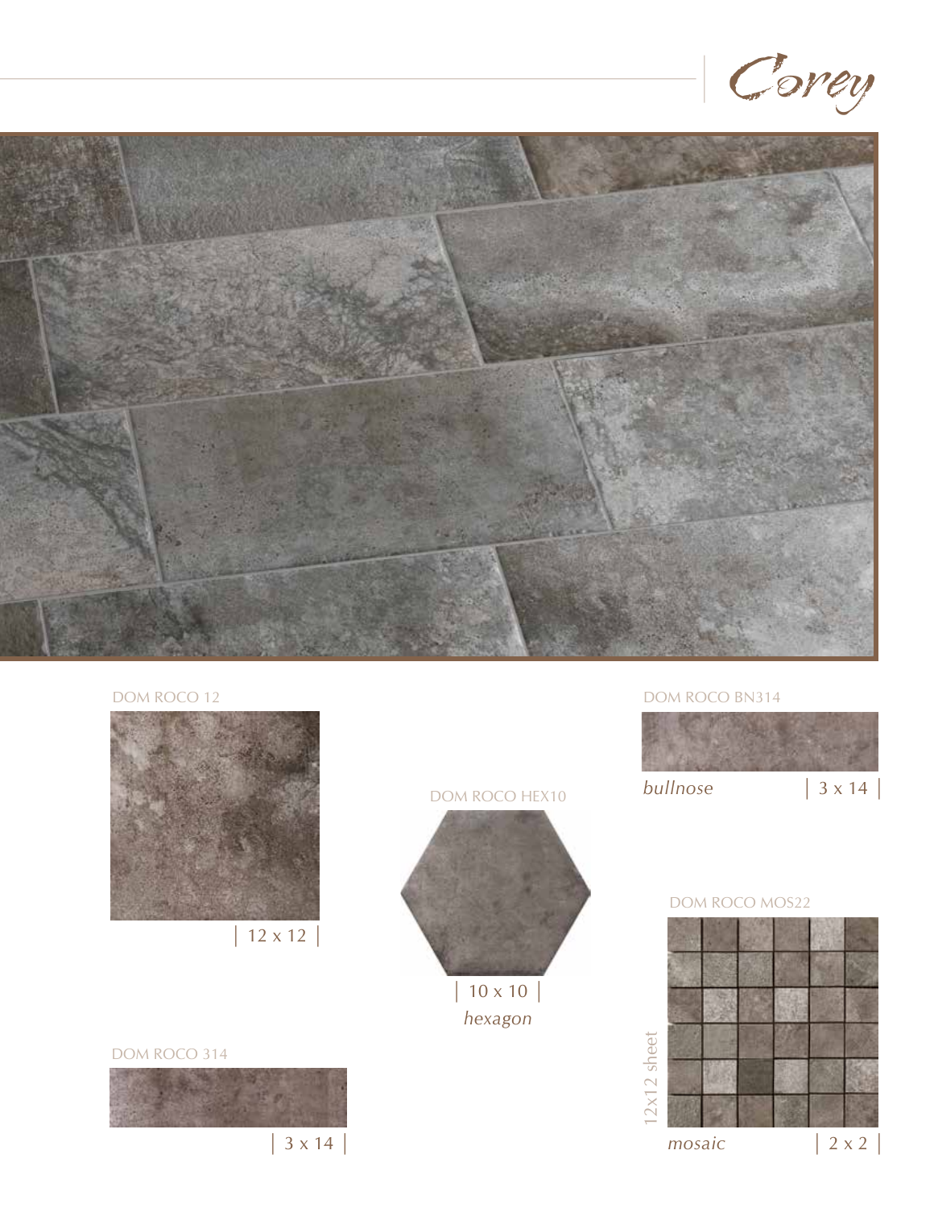# Corey

DOM ROCO 12

| 12 x 12 |

DOM ROCO HEX10

| 10 x 10 |

*hexagon*

DOM ROCO BN314

*bullnose* | 3 x 14 |

DOM ROCO MOS22

12x12 sheet

*mosaic* | 2 x 2 |

DOM ROCO 314

| 3 x 14 |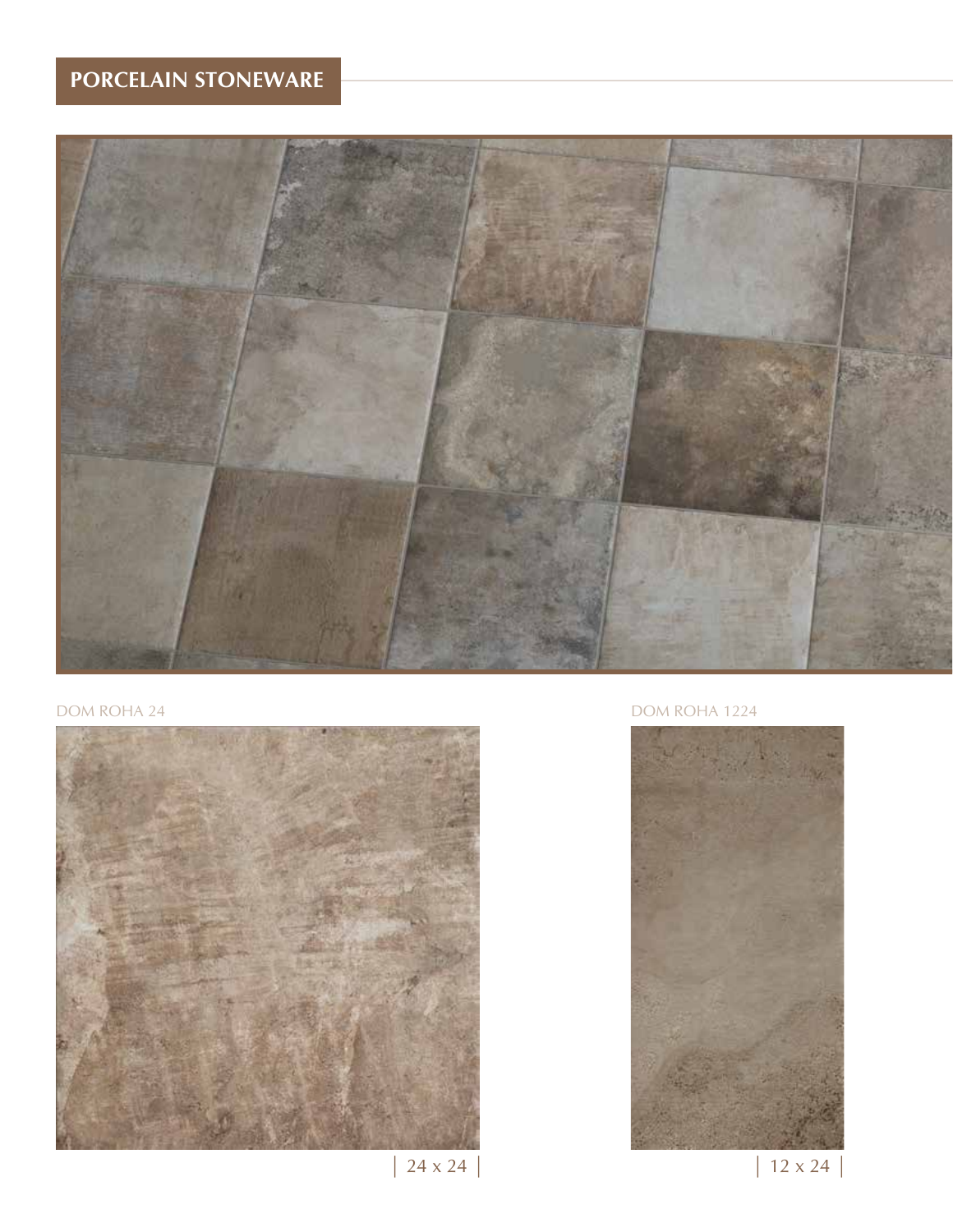## PORCELAIN STONEWARE

DOM ROHA 24

| 24 x 24 |

DOM ROHA 1224

| 12 x 24 |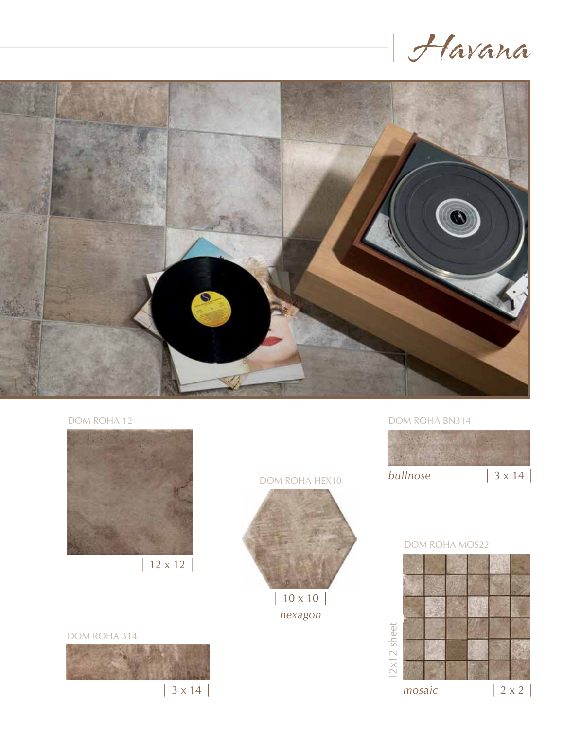# Havana

DOM ROHA 12

| 12 x 12 |

DOM ROHA HEX10

| 10 x 10 |

*hexagon*

DOM ROHA BN314

*bullnose* | 3 x 14 |

DOM ROHA MOS22

12x12 sheet

*mosaic* | 2 x 2 |

DOM ROHA 314

| 3 x 14 |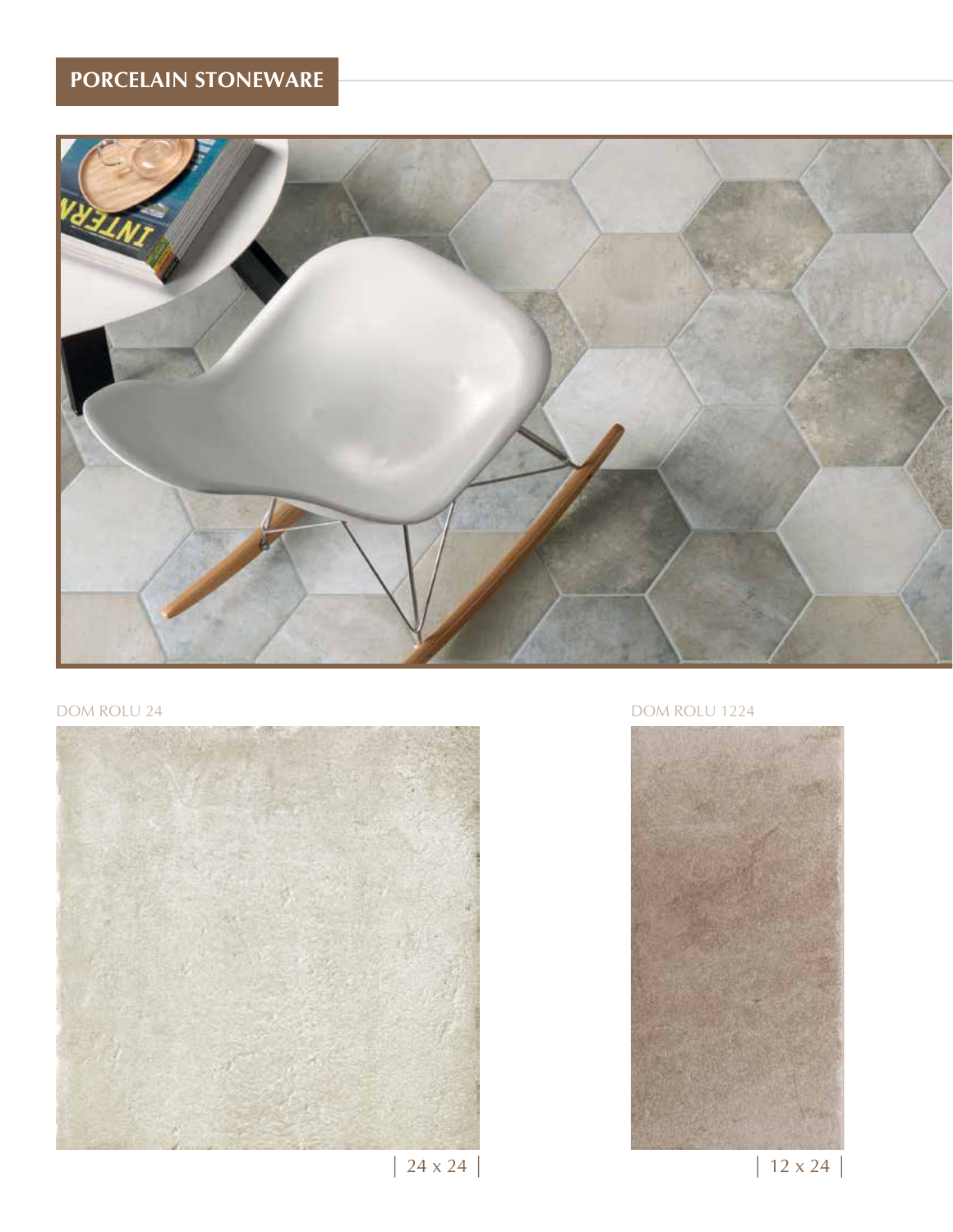## PORCELAIN STONEWARE

DOM ROLU 24

| 24 x 24 |

DOM ROLU 1224

| 12 x 24 |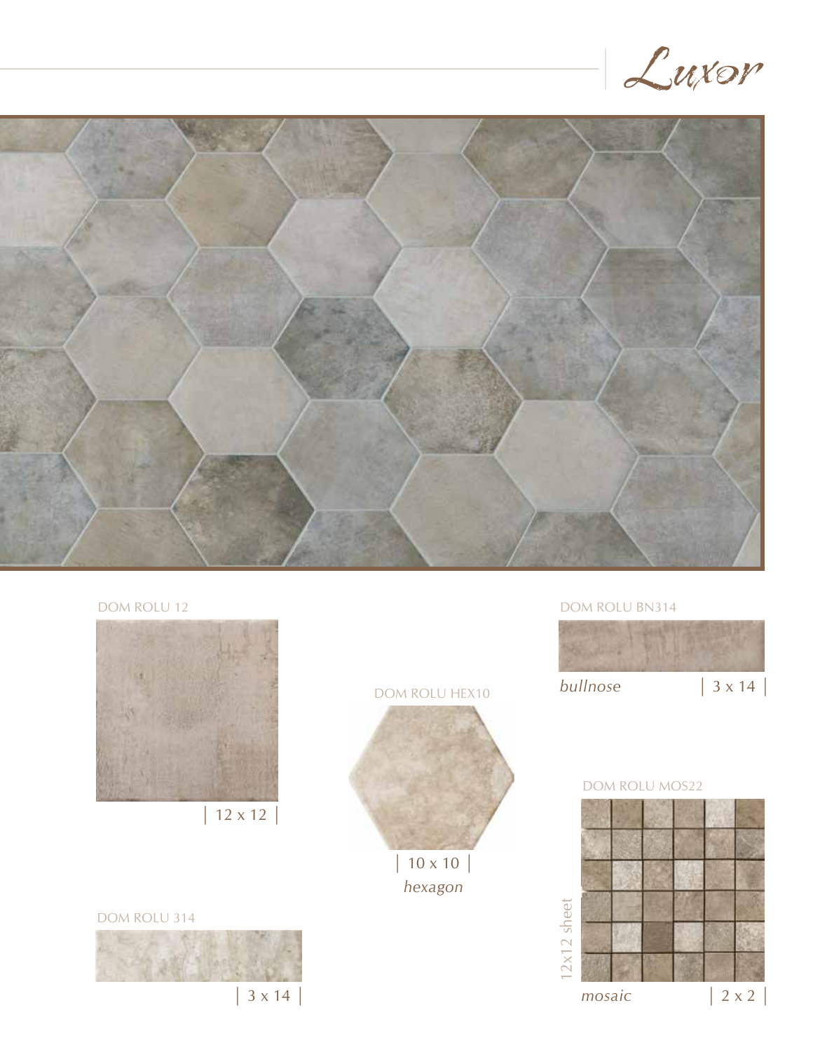# Luxor

DOM ROLU 12

| 12 x 12 |

DOM ROLU HEX10

| 10 x 10 |

*hexagon*

DOM ROLU BN314

*bullnose* | 3 x 14 |

DOM ROLU MOS22

12x12 sheet

*mosaic* | 2 x 2 |

DOM ROLU 314

| 3 x 14 |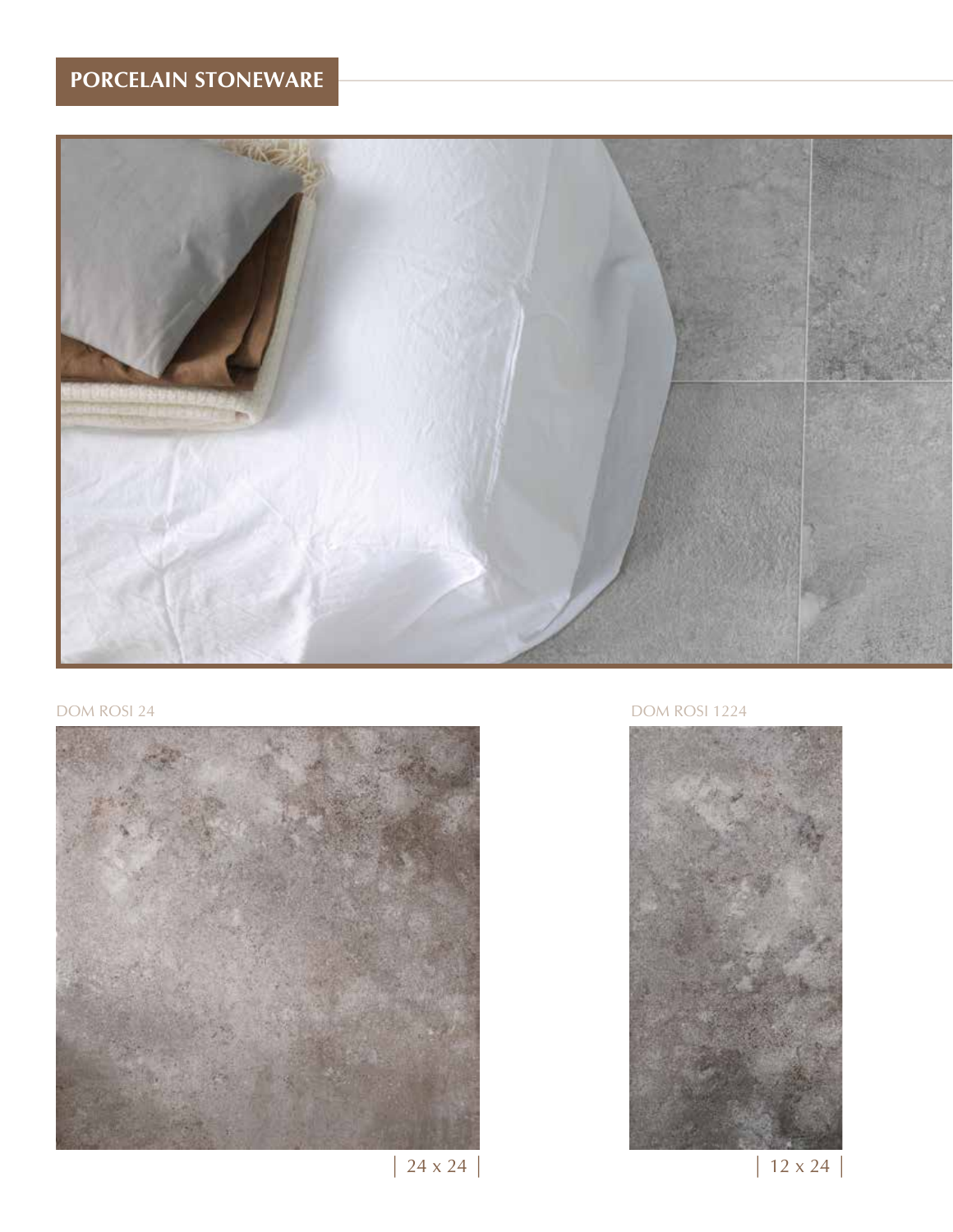## PORCELAIN STONEWARE

DOM ROSI 24

| 24 x 24 |

DOM ROSI 1224

| 12 x 24 |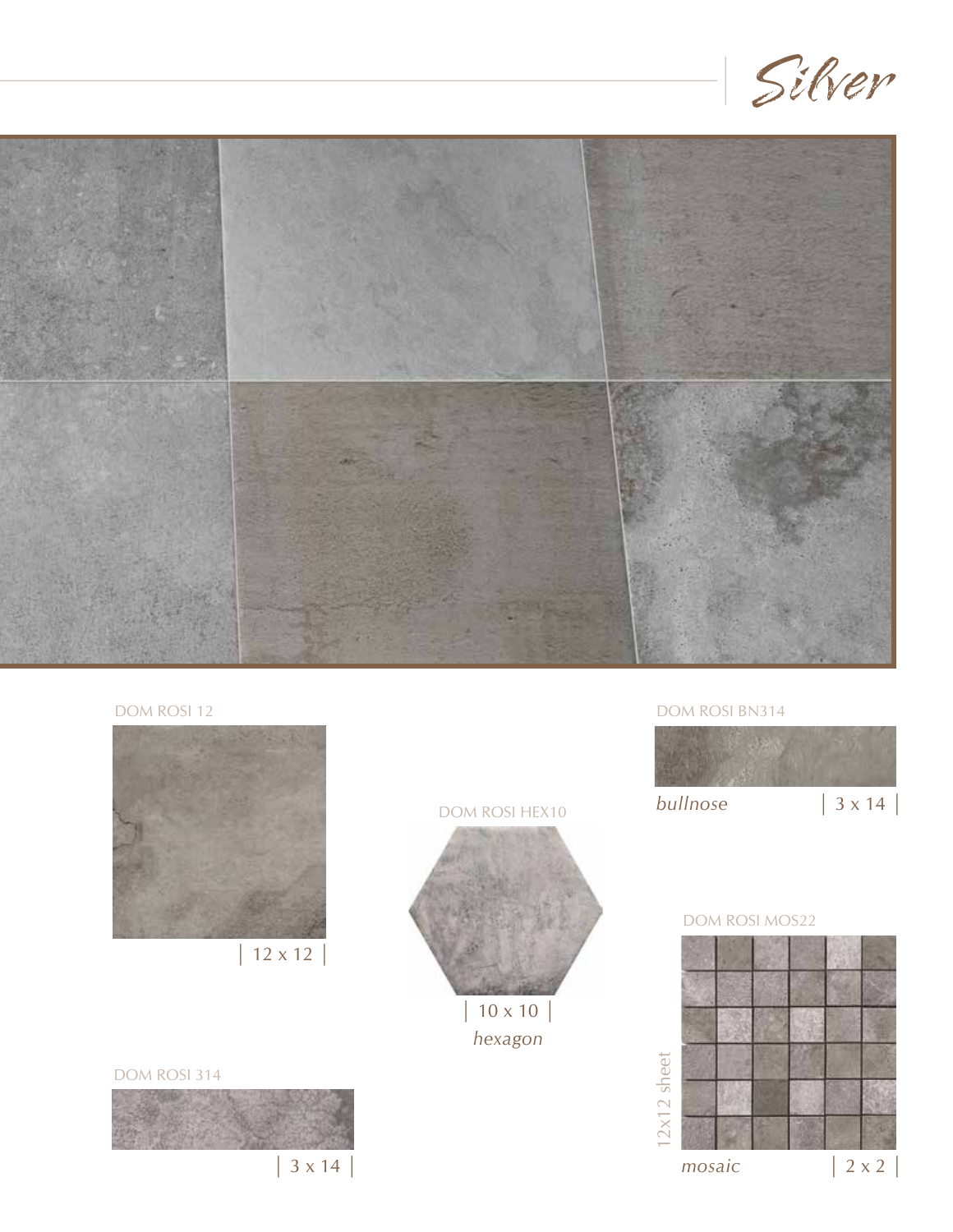# Silver

DOM ROSI 12

| 12 x 12 |

DOM ROSI HEX10

| 10 x 10 |

*hexagon*

DOM ROSI BN314

*bullnose* | 3 x 14 |

DOM ROSI 314

| 3 x 14 |

DOM ROSI MOS22

12x12 sheet

*mosaic* | 2 x 2 |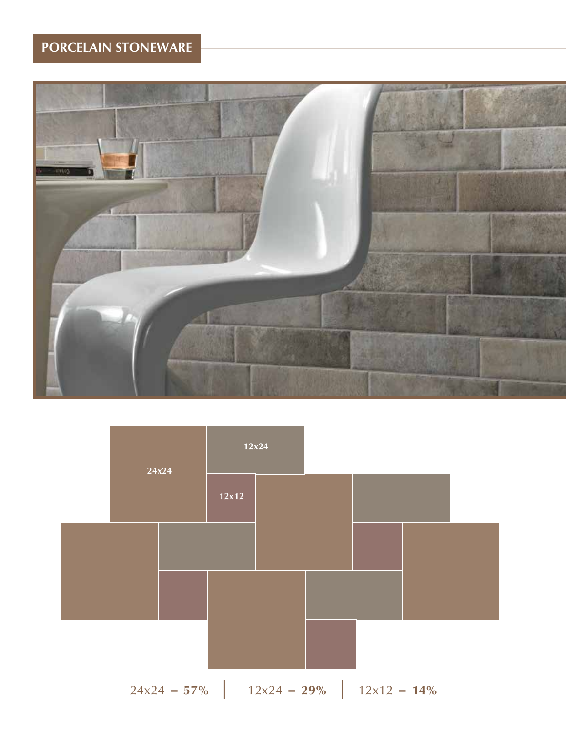## PORCELAIN STONEWARE

24x24 = **57%** | 12x24 = **29%** | 12x12 = **14%**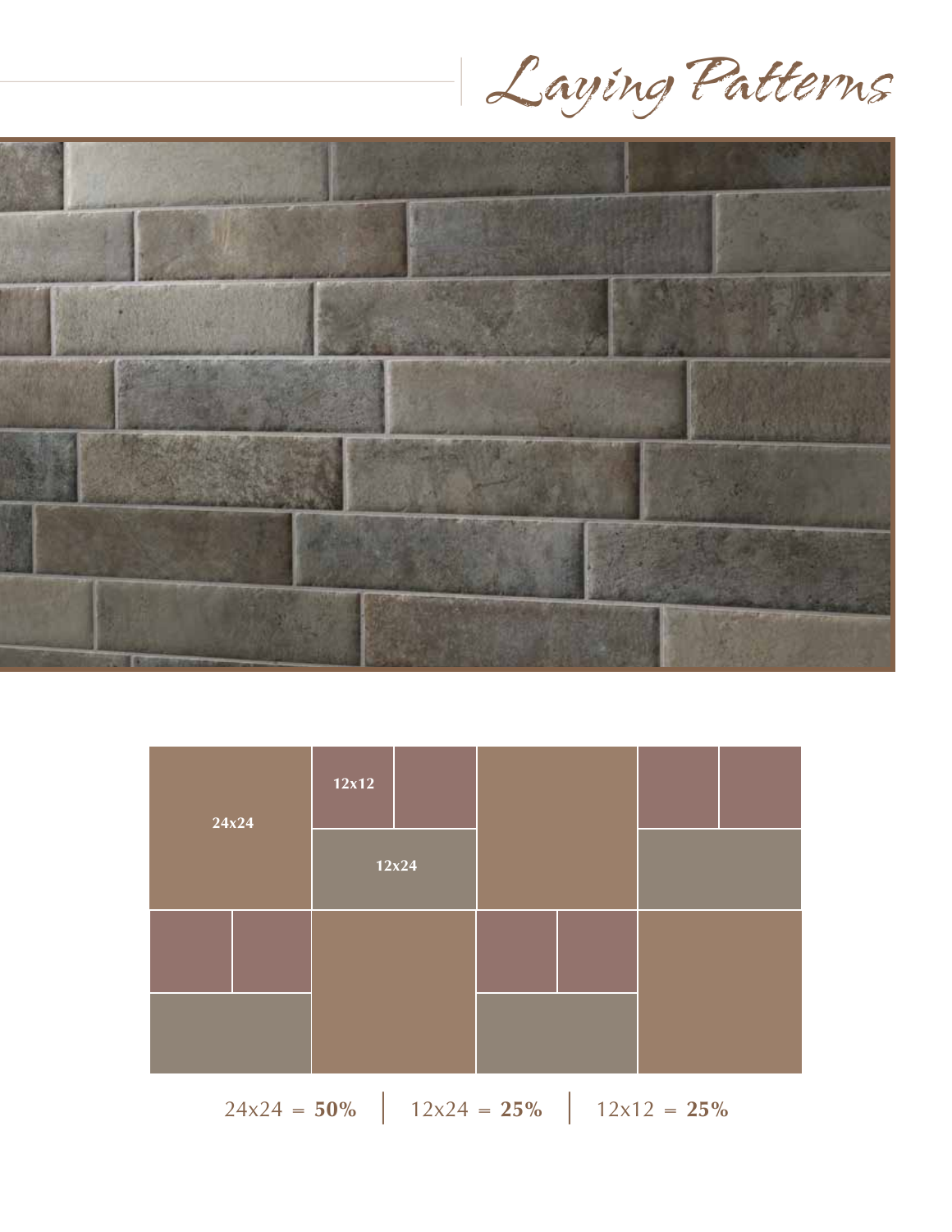# Laying Patterns

24x24

12x12

12x24

24x24 = **50%** | 12x24 = **25%** | 12x12 = **25%**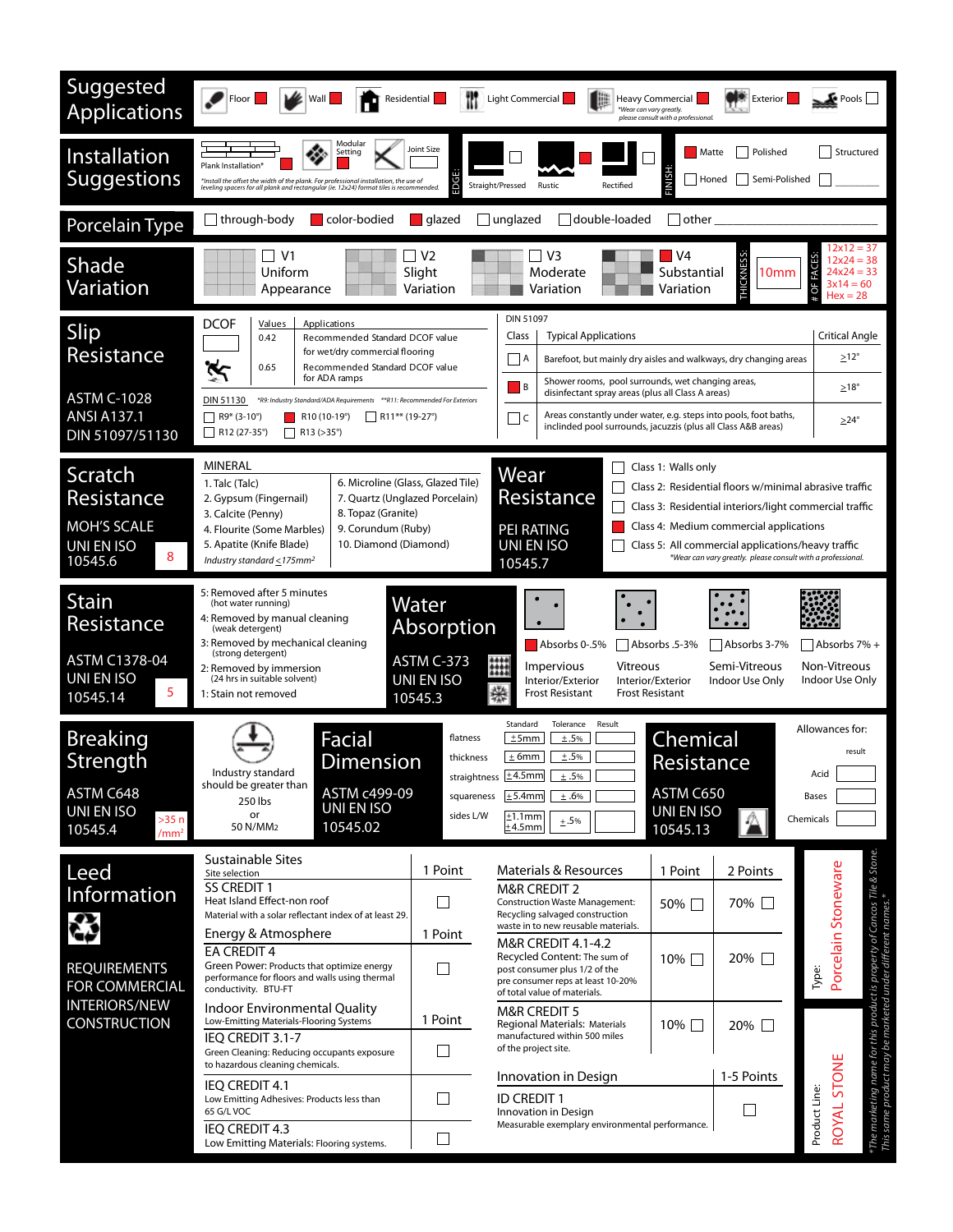## Suggested Applications

Floor ■ | Wall ■ | Residential ■ | Light Commercial ■ | Heavy Commercial ■ (*Wear can vary greatly. please consult with a professional.) | Exterior ■ | Pools □

## Installation Suggestions

Plank Installation* ■ | Modular Setting ■ | Joint Size □

*Install the offset the width of the plank. For professional installation, the use of leveling spacers for all plank and rectangular (ie. 12x24) format tiles is recommended.

EDGE: Straight/Pressed □ | Rustic ■ | Rectified □

FINISH: Matte ■ | Polished □ | Structured □ | Honed □ | Semi-Polished □ | □ ________

## Porcelain Type

□ through-body | ■ color-bodied | ■ glazed | □ unglazed | □ double-loaded | □ other ________

## Shade Variation

□ V1 Uniform Appearance | □ V2 Slight Variation | □ V3 Moderate Variation | ■ V4 Substantial Variation

THICKNESS: 10mm

# OF FACES: 12x12 = 37, 12x24 = 38, 24x24 = 33, 3x14 = 60, Hex = 28

## Slip Resistance

ASTM C-1028
ANSI A137.1
DIN 51097/51130

| DCOF Values | Applications |
|---|---|
| 0.42 | Recommended Standard DCOF value for wet/dry commercial flooring |
| 0.65 | Recommended Standard DCOF value for ADA ramps |

DIN 51130 *R9: Industry Standard/ADA Requirements **R11: Recommended For Exteriors

□ R9* (3-10°) ■ R10 (10-19°) □ R11** (19-27°) □ R12 (27-35°) □ R13 (>35°)

DIN 51097

| Class | Typical Applications | Critical Angle |
|---|---|---|
| □ A | Barefoot, but mainly dry aisles and walkways, dry changing areas | ≥12° |
| ■ B | Shower rooms, pool surrounds, wet changing areas, disinfectant spray areas (plus all Class A areas) | ≥18° |
| □ C | Areas constantly under water, e.g. steps into pools, foot baths, inclinded pool surrounds, jacuzzis (plus all Class A&B areas) | ≥24° |

## Scratch Resistance

MOH'S SCALE
UNI EN ISO 10545.6: 8

MINERAL
1. Talc (Talc)
2. Gypsum (Fingernail)
3. Calcite (Penny)
4. Flourite (Some Marbles)
5. Apatite (Knife Blade)
6. Microline (Glass, Glazed Tile)
7. Quartz (Unglazed Porcelain)
8. Topaz (Granite)
9. Corundum (Ruby)
10. Diamond (Diamond)

Industry standard ≤175mm²

## Wear Resistance

PEI RATING
UNI EN ISO 10545.7

- □ Class 1: Walls only
- □ Class 2: Residential floors w/minimal abrasive traffic
- □ Class 3: Residential interiors/light commercial traffic
- ■ Class 4: Medium commercial applications
- □ Class 5: All commercial applications/heavy traffic

*Wear can vary greatly. please consult with a professional.

## Stain Resistance

ASTM C1378-04
UNI EN ISO 10545.14: 5

5: Removed after 5 minutes (hot water running)
4: Removed by manual cleaning (weak detergent)
3: Removed by mechanical cleaning (strong detergent)
2: Removed by immersion (24 hrs in suitable solvent)
1: Stain not removed

## Water Absorption

ASTM C-373
UNI EN ISO 10545.3

| ■ Absorbs 0-.5% | □ Absorbs .5-3% | □ Absorbs 3-7% | □ Absorbs 7% + |
|---|---|---|---|
| Impervious Interior/Exterior Frost Resistant | Vitreous Interior/Exterior Frost Resistant | Semi-Vitreous Indoor Use Only | Non-Vitreous Indoor Use Only |

## Breaking Strength

ASTM C648
UNI EN ISO 10545.4: >35 n/mm²

Industry standard should be greater than 250 lbs or 50 N/MM2

## Facial Dimension

ASTM c499-09
UNI EN ISO 10545.02

| | Standard | Tolerance | Result |
|---|---|---|---|
| flatness | ±5mm | ±.5% | |
| thickness | ±6mm | ±.5% | |
| straightness | ±4.5mm | ±.5% | |
| squareness | ±5.4mm | ±.6% | |
| sides L/W | ±1.1mm ±4.5mm | ±.5% | |

## Chemical Resistance

ASTM C650
UNI EN ISO 10545.13

Allowances for:

| | result |
|---|---|
| Acid | |
| Bases | |
| Chemicals | |

## Leed Information

REQUIREMENTS FOR COMMERCIAL INTERIORS/NEW CONSTRUCTION

| Sustainable Sites (Site selection) | 1 Point |
|---|---|
| SS CREDIT 1 Heat Island Effect-non roof. Material with a solar reflectant index of at least 29. | □ |
| **Energy & Atmosphere** | 1 Point |
| EA CREDIT 4 Green Power: Products that optimize energy performance for floors and walls using thermal conductivity. BTU-FT | □ |
| **Indoor Environmental Quality** (Low-Emitting Materials-Flooring Systems) | 1 Point |
| IEQ CREDIT 3.1-7 Green Cleaning: Reducing occupants exposure to hazardous cleaning chemicals. | □ |
| IEQ CREDIT 4.1 Low Emitting Adhesives: Products less than 65 G/L VOC | □ |
| IEQ CREDIT 4.3 Low Emitting Materials: Flooring systems. | □ |

| Materials & Resources | 1 Point | 2 Points |
|---|---|---|
| M&R CREDIT 2 Construction Waste Management: Recycling salvaged construction waste in to new reusable materials. | 50% □ | 70% □ |
| M&R CREDIT 4.1-4.2 Recycled Content: The sum of post consumer plus 1/2 of the pre consumer reps at least 10-20% of total value of materials. | 10% □ | 20% □ |
| M&R CREDIT 5 Regional Materials: Materials manufactured within 500 miles of the project site. | 10% □ | 20% □ |

| Innovation in Design | 1-5 Points |
|---|---|
| ID CREDIT 1 Innovation in Design. Measurable exemplary environmental performance. | □ |

Type: Porcelain Stoneware

Product Line: ROYAL STONE

*The marketing name for this product is property of Cancos Tile & Stone. This same product may be marketed under different names.*